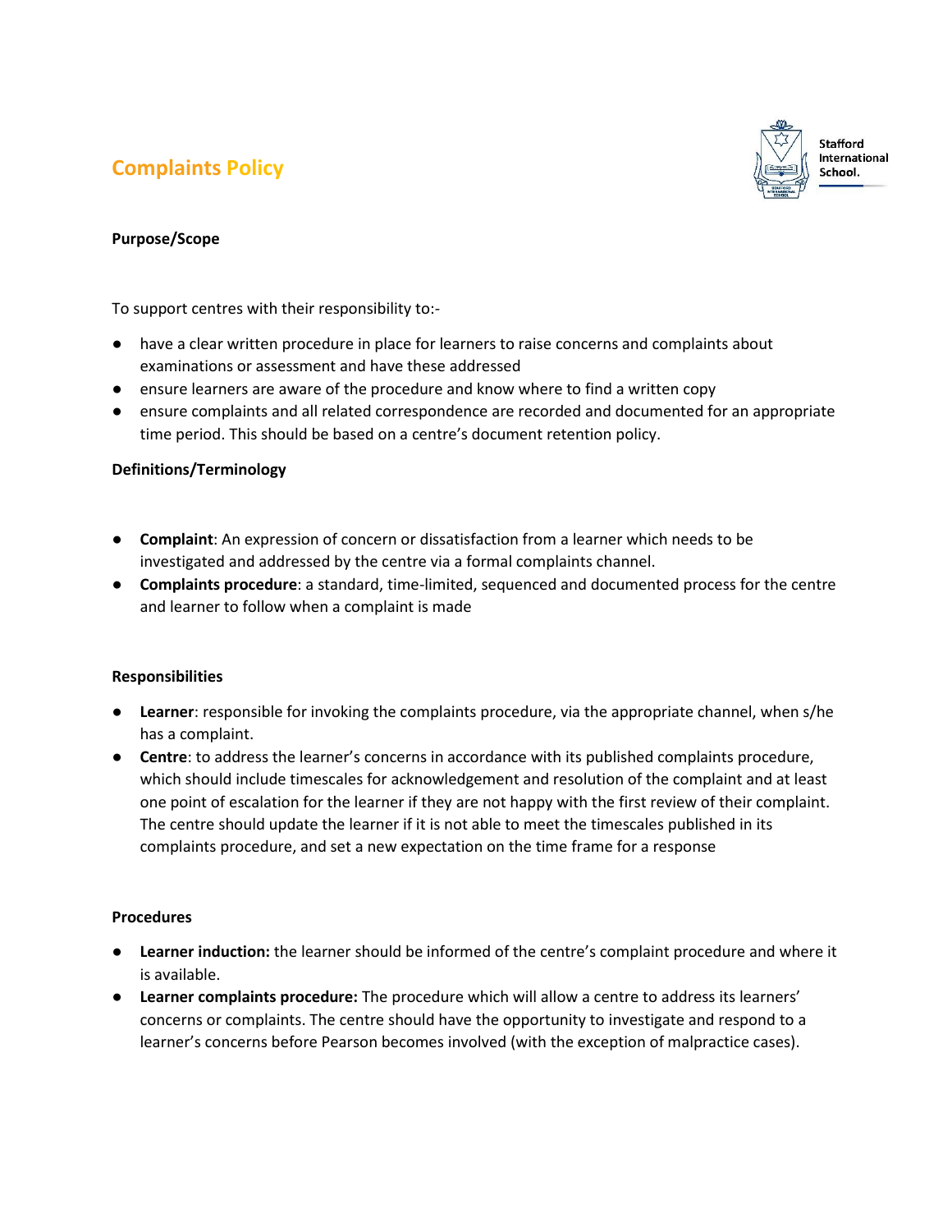# Complaints Policy

Stafford International School.

**Purpose/Scope**

To support centres with their responsibility to:-

- have a clear written procedure in place for learners to raise concerns and complaints about examinations or assessment and have these addressed
- ensure learners are aware of the procedure and know where to find a written copy
- ensure complaints and all related correspondence are recorded and documented for an appropriate time period. This should be based on a centre's document retention policy.

**Definitions/Terminology**

- **Complaint**: An expression of concern or dissatisfaction from a learner which needs to be investigated and addressed by the centre via a formal complaints channel.
- **Complaints procedure**: a standard, time-limited, sequenced and documented process for the centre and learner to follow when a complaint is made

**Responsibilities**

- **Learner**: responsible for invoking the complaints procedure, via the appropriate channel, when s/he has a complaint.
- **Centre**: to address the learner's concerns in accordance with its published complaints procedure, which should include timescales for acknowledgement and resolution of the complaint and at least one point of escalation for the learner if they are not happy with the first review of their complaint. The centre should update the learner if it is not able to meet the timescales published in its complaints procedure, and set a new expectation on the time frame for a response

**Procedures**

- **Learner induction:** the learner should be informed of the centre's complaint procedure and where it is available.
- **Learner complaints procedure:** The procedure which will allow a centre to address its learners' concerns or complaints. The centre should have the opportunity to investigate and respond to a learner's concerns before Pearson becomes involved (with the exception of malpractice cases).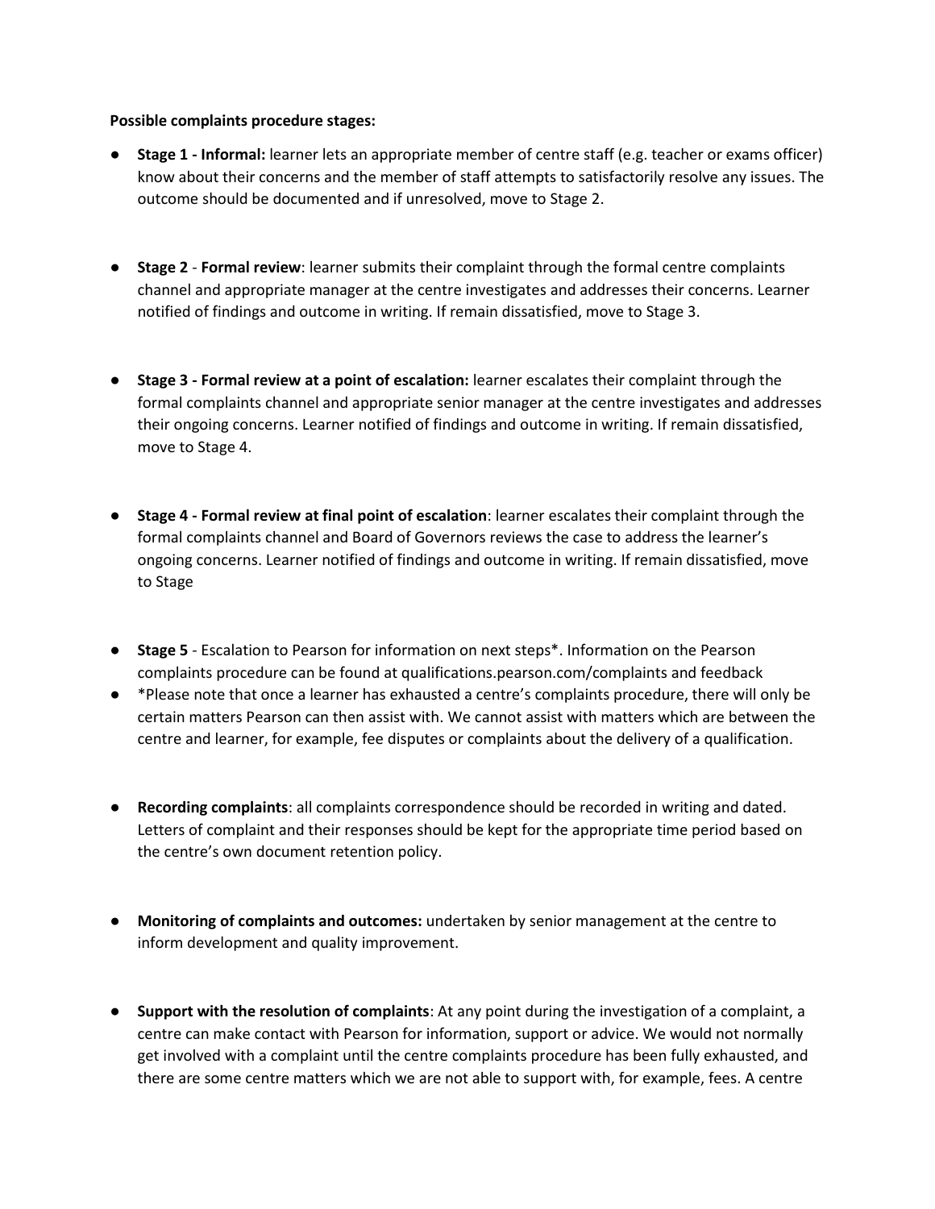**Possible complaints procedure stages:**

- **Stage 1 - Informal:** learner lets an appropriate member of centre staff (e.g. teacher or exams officer) know about their concerns and the member of staff attempts to satisfactorily resolve any issues. The outcome should be documented and if unresolved, move to Stage 2.

- **Stage 2** - **Formal review**: learner submits their complaint through the formal centre complaints channel and appropriate manager at the centre investigates and addresses their concerns. Learner notified of findings and outcome in writing. If remain dissatisfied, move to Stage 3.

- **Stage 3 - Formal review at a point of escalation:** learner escalates their complaint through the formal complaints channel and appropriate senior manager at the centre investigates and addresses their ongoing concerns. Learner notified of findings and outcome in writing. If remain dissatisfied, move to Stage 4.

- **Stage 4 - Formal review at final point of escalation**: learner escalates their complaint through the formal complaints channel and Board of Governors reviews the case to address the learner's ongoing concerns. Learner notified of findings and outcome in writing. If remain dissatisfied, move to Stage

- **Stage 5** - Escalation to Pearson for information on next steps*. Information on the Pearson complaints procedure can be found at qualifications.pearson.com/complaints and feedback
- *Please note that once a learner has exhausted a centre's complaints procedure, there will only be certain matters Pearson can then assist with. We cannot assist with matters which are between the centre and learner, for example, fee disputes or complaints about the delivery of a qualification.

- **Recording complaints**: all complaints correspondence should be recorded in writing and dated. Letters of complaint and their responses should be kept for the appropriate time period based on the centre's own document retention policy.

- **Monitoring of complaints and outcomes:** undertaken by senior management at the centre to inform development and quality improvement.

- **Support with the resolution of complaints**: At any point during the investigation of a complaint, a centre can make contact with Pearson for information, support or advice. We would not normally get involved with a complaint until the centre complaints procedure has been fully exhausted, and there are some centre matters which we are not able to support with, for example, fees. A centre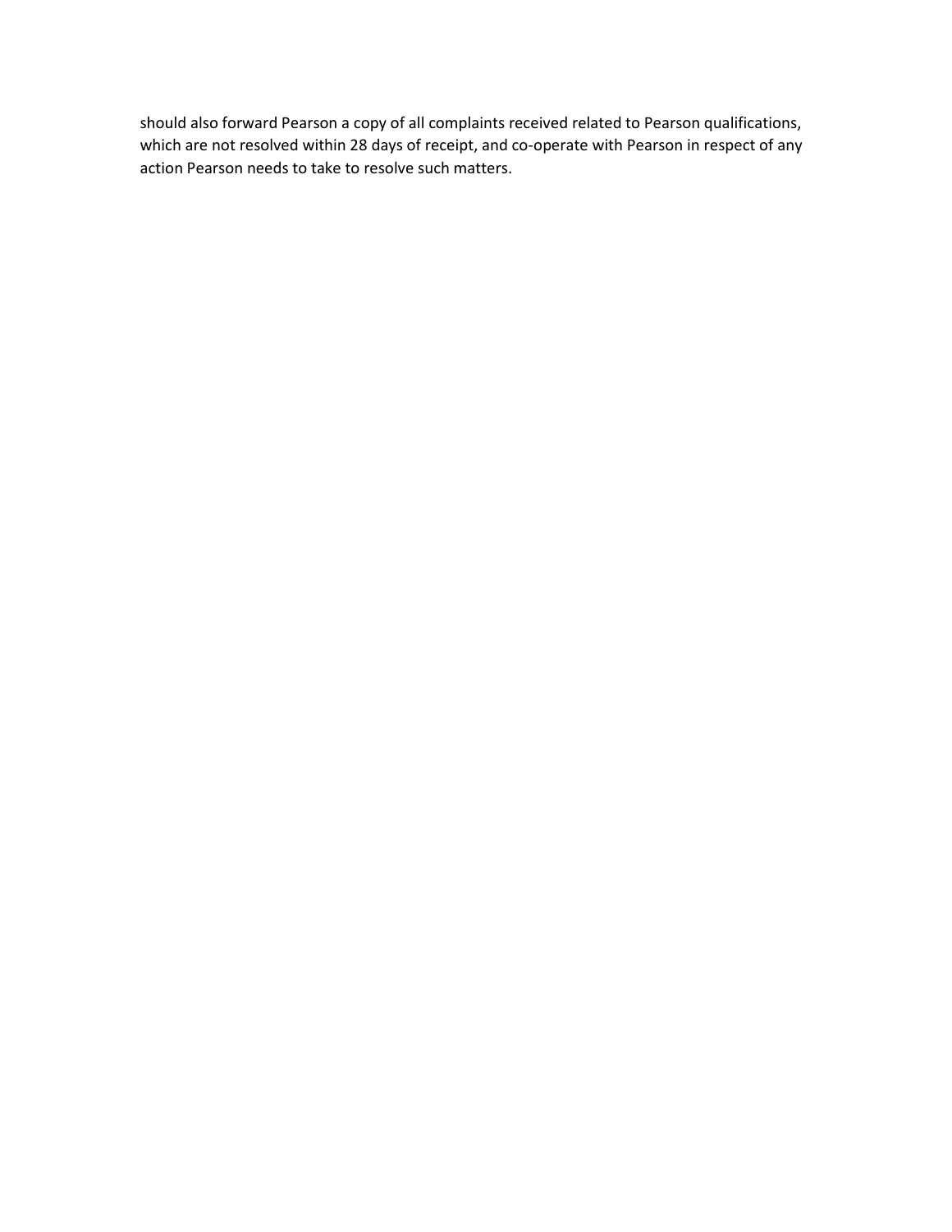should also forward Pearson a copy of all complaints received related to Pearson qualifications, which are not resolved within 28 days of receipt, and co-operate with Pearson in respect of any action Pearson needs to take to resolve such matters.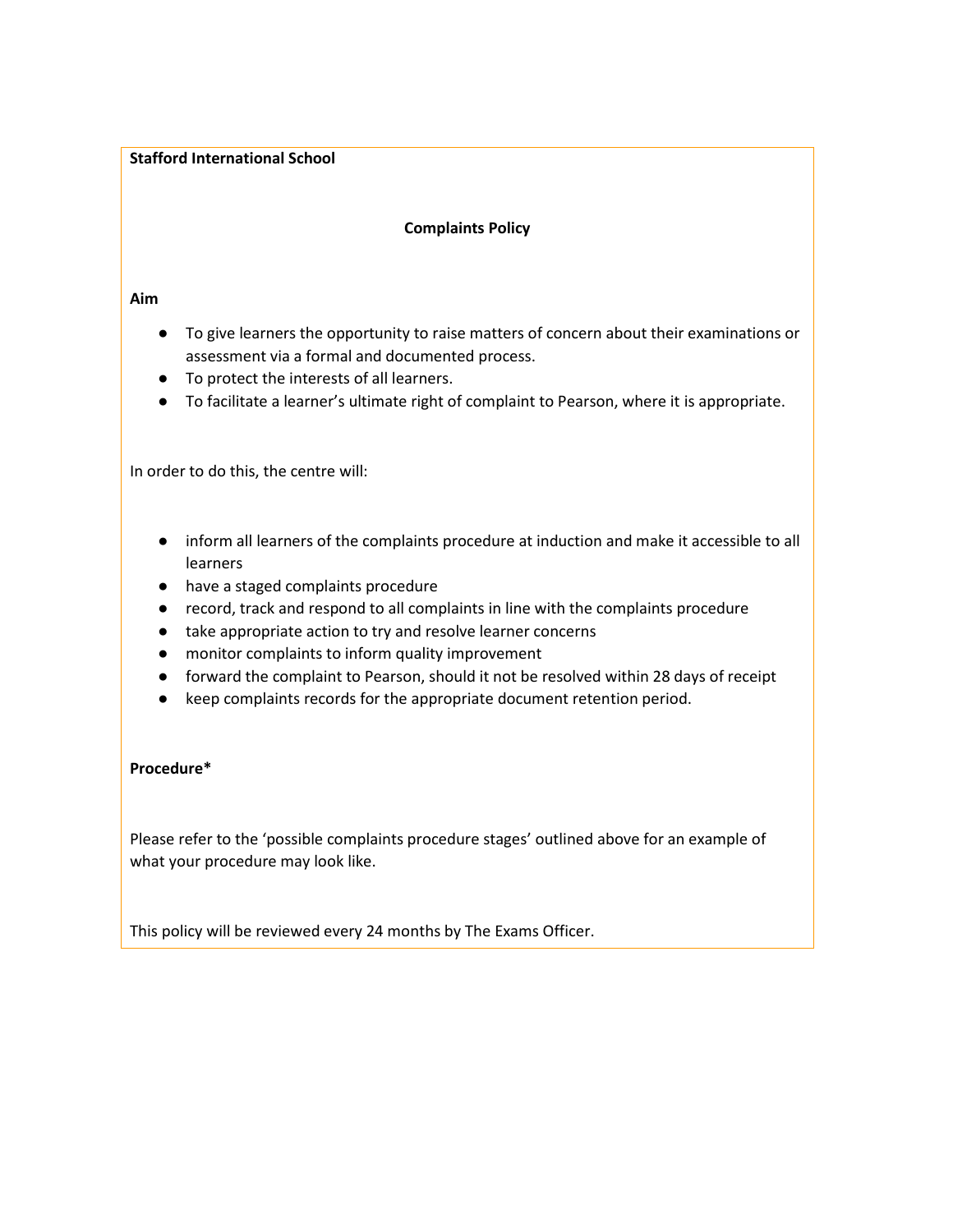**Stafford International School**

## Complaints Policy

**Aim**

- To give learners the opportunity to raise matters of concern about their examinations or assessment via a formal and documented process.
- To protect the interests of all learners.
- To facilitate a learner's ultimate right of complaint to Pearson, where it is appropriate.

In order to do this, the centre will:

- inform all learners of the complaints procedure at induction and make it accessible to all learners
- have a staged complaints procedure
- record, track and respond to all complaints in line with the complaints procedure
- take appropriate action to try and resolve learner concerns
- monitor complaints to inform quality improvement
- forward the complaint to Pearson, should it not be resolved within 28 days of receipt
- keep complaints records for the appropriate document retention period.

**Procedure***

Please refer to the 'possible complaints procedure stages' outlined above for an example of what your procedure may look like.

This policy will be reviewed every 24 months by The Exams Officer.